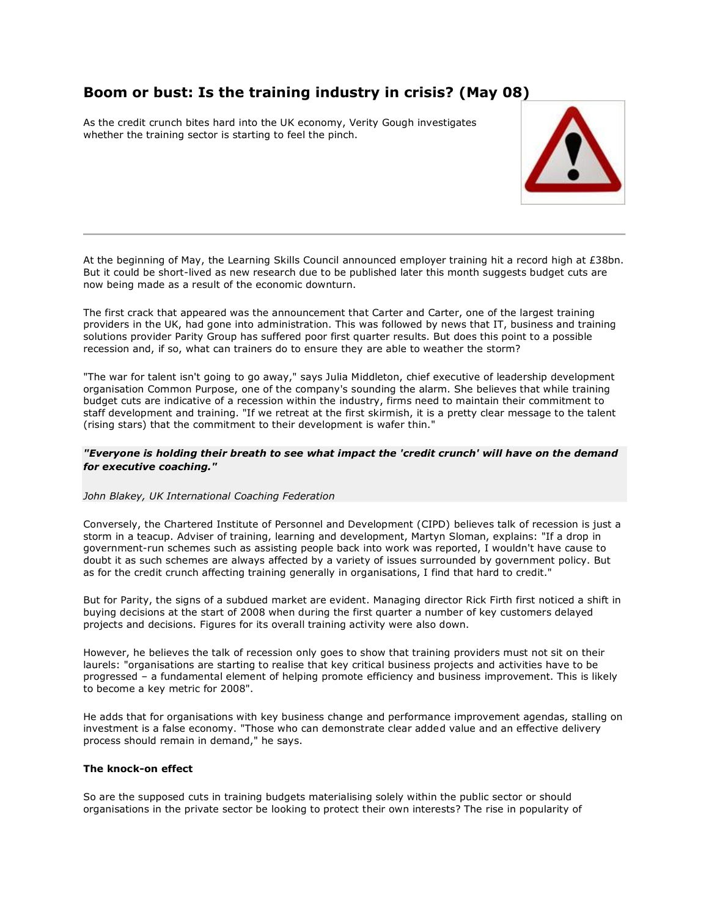# Boom or bust: Is the training industry in crisis? (May 08)

As the credit crunch bites hard into the UK economy, Verity Gough investigates whether the training sector is starting to feel the pinch.

---

At the beginning of May, the Learning Skills Council announced employer training hit a record high at £38bn. But it could be short-lived as new research due to be published later this month suggests budget cuts are now being made as a result of the economic downturn.

The first crack that appeared was the announcement that Carter and Carter, one of the largest training providers in the UK, had gone into administration. This was followed by news that IT, business and training solutions provider Parity Group has suffered poor first quarter results. But does this point to a possible recession and, if so, what can trainers do to ensure they are able to weather the storm?

"The war for talent isn't going to go away," says Julia Middleton, chief executive of leadership development organisation Common Purpose, one of the company's sounding the alarm. She believes that while training budget cuts are indicative of a recession within the industry, firms need to maintain their commitment to staff development and training. "If we retreat at the first skirmish, it is a pretty clear message to the talent (rising stars) that the commitment to their development is wafer thin."

> ***"Everyone is holding their breath to see what impact the 'credit crunch' will have on the demand for executive coaching."***
>
> *John Blakey, UK International Coaching Federation*

Conversely, the Chartered Institute of Personnel and Development (CIPD) believes talk of recession is just a storm in a teacup. Adviser of training, learning and development, Martyn Sloman, explains: "If a drop in government-run schemes such as assisting people back into work was reported, I wouldn't have cause to doubt it as such schemes are always affected by a variety of issues surrounded by government policy. But as for the credit crunch affecting training generally in organisations, I find that hard to credit."

But for Parity, the signs of a subdued market are evident. Managing director Rick Firth first noticed a shift in buying decisions at the start of 2008 when during the first quarter a number of key customers delayed projects and decisions. Figures for its overall training activity were also down.

However, he believes the talk of recession only goes to show that training providers must not sit on their laurels: "organisations are starting to realise that key critical business projects and activities have to be progressed – a fundamental element of helping promote efficiency and business improvement. This is likely to become a key metric for 2008".

He adds that for organisations with key business change and performance improvement agendas, stalling on investment is a false economy. "Those who can demonstrate clear added value and an effective delivery process should remain in demand," he says.

**The knock-on effect**

So are the supposed cuts in training budgets materialising solely within the public sector or should organisations in the private sector be looking to protect their own interests? The rise in popularity of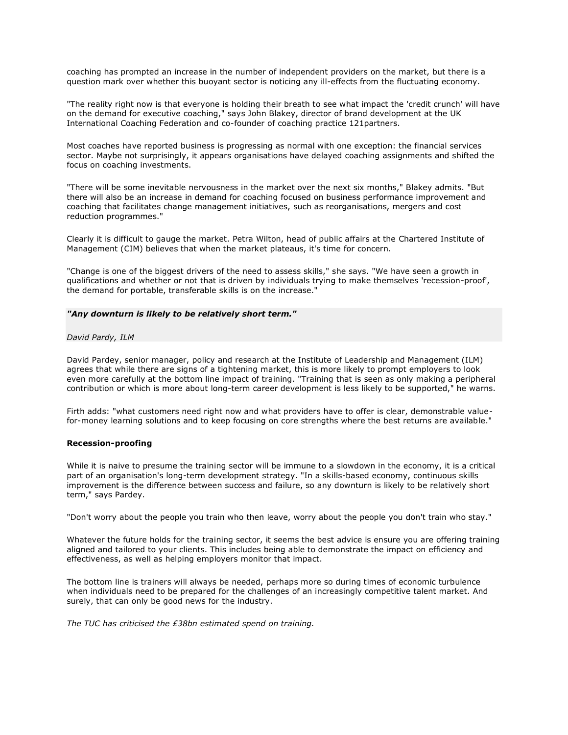coaching has prompted an increase in the number of independent providers on the market, but there is a question mark over whether this buoyant sector is noticing any ill-effects from the fluctuating economy.

"The reality right now is that everyone is holding their breath to see what impact the 'credit crunch' will have on the demand for executive coaching," says John Blakey, director of brand development at the UK International Coaching Federation and co-founder of coaching practice 121partners.

Most coaches have reported business is progressing as normal with one exception: the financial services sector. Maybe not surprisingly, it appears organisations have delayed coaching assignments and shifted the focus on coaching investments.

"There will be some inevitable nervousness in the market over the next six months," Blakey admits. "But there will also be an increase in demand for coaching focused on business performance improvement and coaching that facilitates change management initiatives, such as reorganisations, mergers and cost reduction programmes."

Clearly it is difficult to gauge the market. Petra Wilton, head of public affairs at the Chartered Institute of Management (CIM) believes that when the market plateaus, it's time for concern.

"Change is one of the biggest drivers of the need to assess skills," she says. "We have seen a growth in qualifications and whether or not that is driven by individuals trying to make themselves 'recession-proof', the demand for portable, transferable skills is on the increase."

> ***"Any downturn is likely to be relatively short term."***
>
> *David Pardy, ILM*

David Pardey, senior manager, policy and research at the Institute of Leadership and Management (ILM) agrees that while there are signs of a tightening market, this is more likely to prompt employers to look even more carefully at the bottom line impact of training. "Training that is seen as only making a peripheral contribution or which is more about long-term career development is less likely to be supported," he warns.

Firth adds: "what customers need right now and what providers have to offer is clear, demonstrable value-for-money learning solutions and to keep focusing on core strengths where the best returns are available."

**Recession-proofing**

While it is naive to presume the training sector will be immune to a slowdown in the economy, it is a critical part of an organisation's long-term development strategy. "In a skills-based economy, continuous skills improvement is the difference between success and failure, so any downturn is likely to be relatively short term," says Pardey.

"Don't worry about the people you train who then leave, worry about the people you don't train who stay."

Whatever the future holds for the training sector, it seems the best advice is ensure you are offering training aligned and tailored to your clients. This includes being able to demonstrate the impact on efficiency and effectiveness, as well as helping employers monitor that impact.

The bottom line is trainers will always be needed, perhaps more so during times of economic turbulence when individuals need to be prepared for the challenges of an increasingly competitive talent market. And surely, that can only be good news for the industry.

*The TUC has criticised the £38bn estimated spend on training.*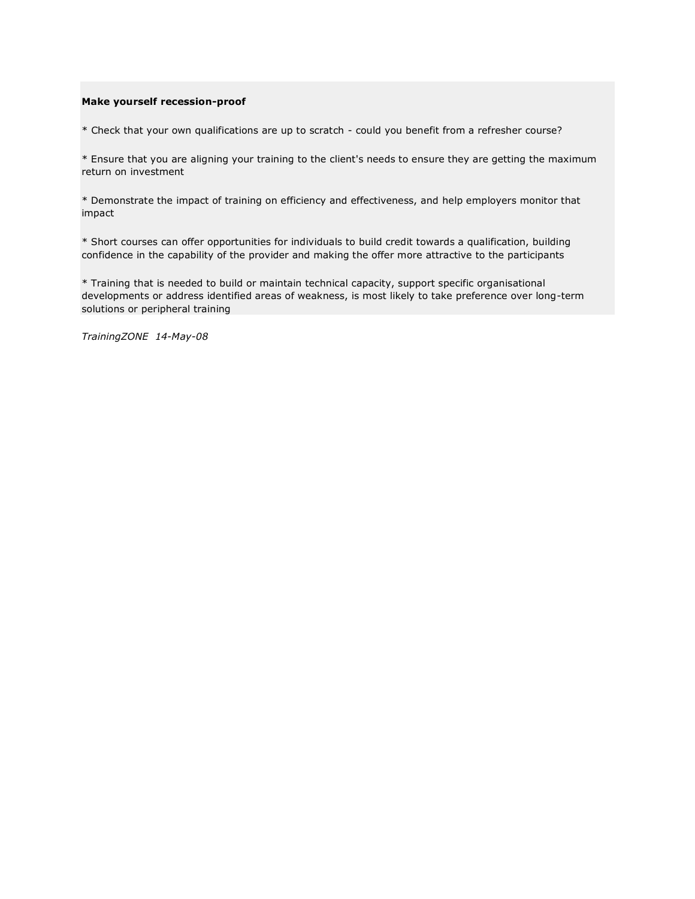**Make yourself recession-proof**

* Check that your own qualifications are up to scratch - could you benefit from a refresher course?

* Ensure that you are aligning your training to the client's needs to ensure they are getting the maximum return on investment

* Demonstrate the impact of training on efficiency and effectiveness, and help employers monitor that impact

* Short courses can offer opportunities for individuals to build credit towards a qualification, building confidence in the capability of the provider and making the offer more attractive to the participants

* Training that is needed to build or maintain technical capacity, support specific organisational developments or address identified areas of weakness, is most likely to take preference over long-term solutions or peripheral training

*TrainingZONE 14-May-08*